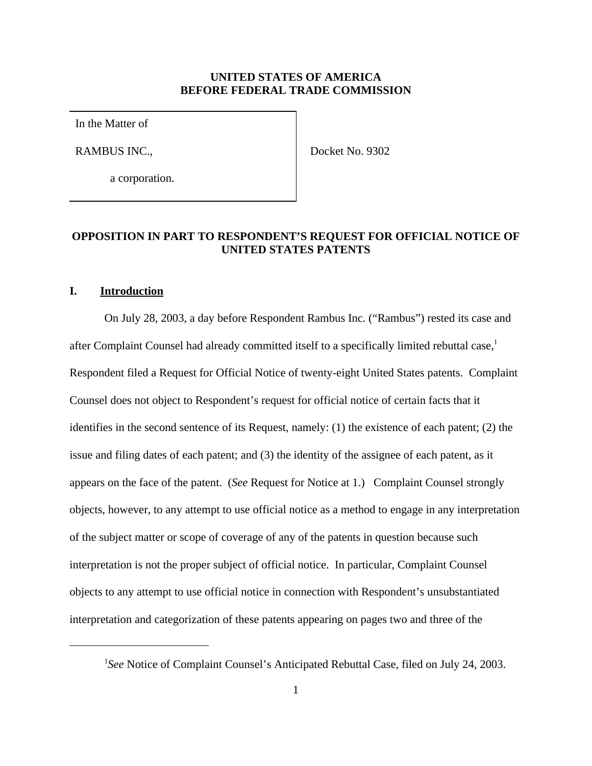**UNITED STATES OF AMERICA**
**BEFORE FEDERAL TRADE COMMISSION**

| | |
|---|---|
| In the Matter of<br><br>RAMBUS INC.,<br><br>a corporation. | Docket No. 9302 |

## OPPOSITION IN PART TO RESPONDENT'S REQUEST FOR OFFICIAL NOTICE OF UNITED STATES PATENTS

### I. Introduction

On July 28, 2003, a day before Respondent Rambus Inc. ("Rambus") rested its case and after Complaint Counsel had already committed itself to a specifically limited rebuttal case,[1] Respondent filed a Request for Official Notice of twenty-eight United States patents. Complaint Counsel does not object to Respondent's request for official notice of certain facts that it identifies in the second sentence of its Request, namely: (1) the existence of each patent; (2) the issue and filing dates of each patent; and (3) the identity of the assignee of each patent, as it appears on the face of the patent. (*See* Request for Notice at 1.) Complaint Counsel strongly objects, however, to any attempt to use official notice as a method to engage in any interpretation of the subject matter or scope of coverage of any of the patents in question because such interpretation is not the proper subject of official notice. In particular, Complaint Counsel objects to any attempt to use official notice in connection with Respondent's unsubstantiated interpretation and categorization of these patents appearing on pages two and three of the

---

[1] *See* Notice of Complaint Counsel's Anticipated Rebuttal Case, filed on July 24, 2003.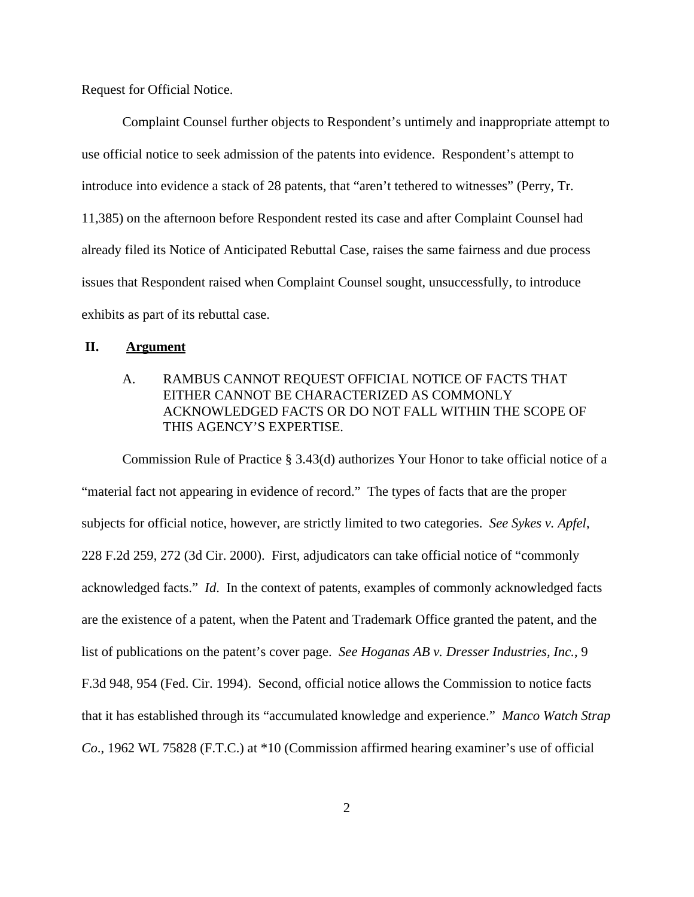Request for Official Notice.

Complaint Counsel further objects to Respondent's untimely and inappropriate attempt to use official notice to seek admission of the patents into evidence. Respondent's attempt to introduce into evidence a stack of 28 patents, that "aren't tethered to witnesses" (Perry, Tr. 11,385) on the afternoon before Respondent rested its case and after Complaint Counsel had already filed its Notice of Anticipated Rebuttal Case, raises the same fairness and due process issues that Respondent raised when Complaint Counsel sought, unsuccessfully, to introduce exhibits as part of its rebuttal case.

## II. Argument

### A. RAMBUS CANNOT REQUEST OFFICIAL NOTICE OF FACTS THAT EITHER CANNOT BE CHARACTERIZED AS COMMONLY ACKNOWLEDGED FACTS OR DO NOT FALL WITHIN THE SCOPE OF THIS AGENCY'S EXPERTISE.

Commission Rule of Practice § 3.43(d) authorizes Your Honor to take official notice of a "material fact not appearing in evidence of record." The types of facts that are the proper subjects for official notice, however, are strictly limited to two categories. *See Sykes v. Apfel*, 228 F.2d 259, 272 (3d Cir. 2000). First, adjudicators can take official notice of "commonly acknowledged facts." *Id*. In the context of patents, examples of commonly acknowledged facts are the existence of a patent, when the Patent and Trademark Office granted the patent, and the list of publications on the patent's cover page. *See Hoganas AB v. Dresser Industries, Inc.*, 9 F.3d 948, 954 (Fed. Cir. 1994). Second, official notice allows the Commission to notice facts that it has established through its "accumulated knowledge and experience." *Manco Watch Strap Co*., 1962 WL 75828 (F.T.C.) at *10 (Commission affirmed hearing examiner's use of official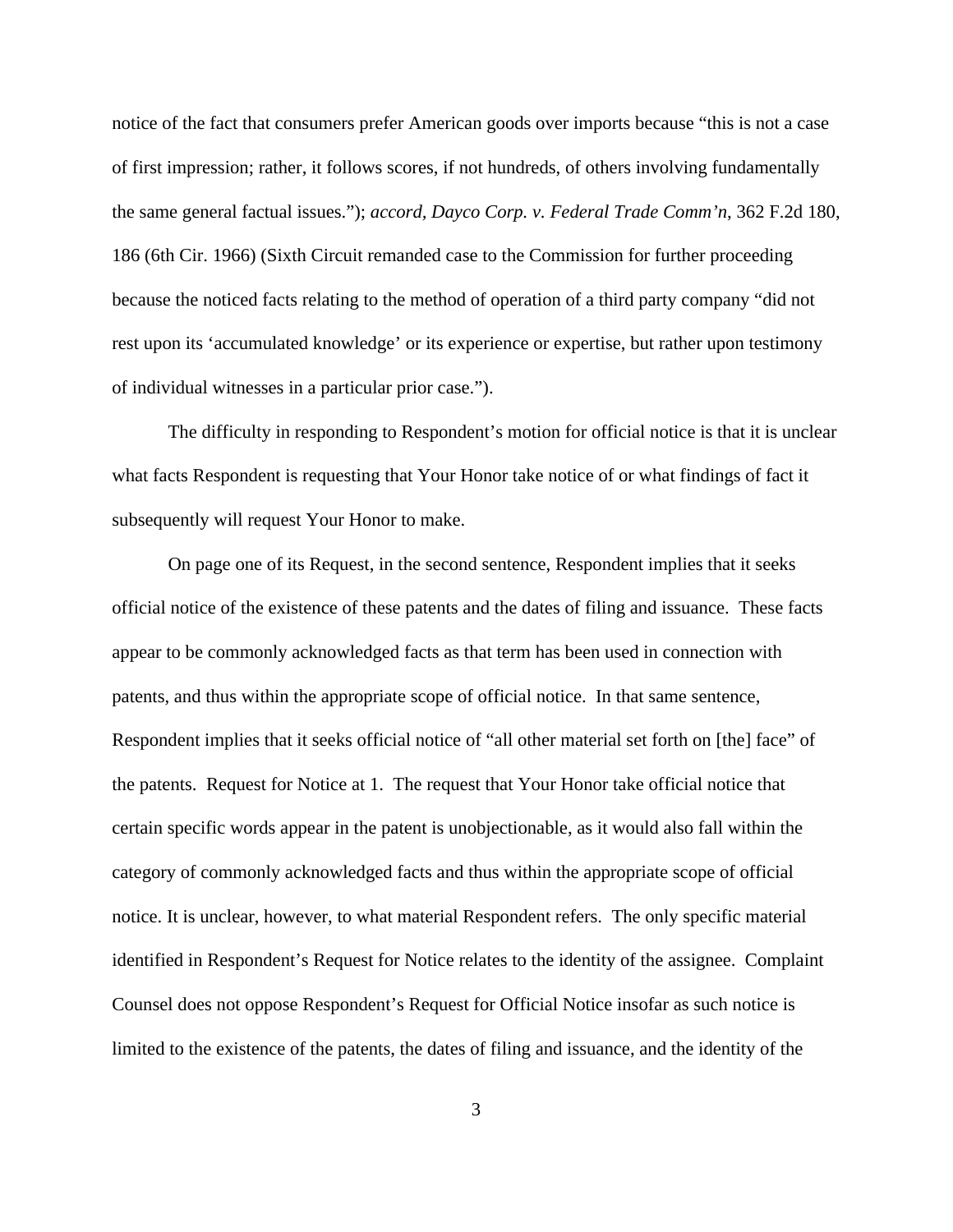notice of the fact that consumers prefer American goods over imports because "this is not a case of first impression; rather, it follows scores, if not hundreds, of others involving fundamentally the same general factual issues."); *accord, Dayco Corp. v. Federal Trade Comm'n*, 362 F.2d 180, 186 (6th Cir. 1966) (Sixth Circuit remanded case to the Commission for further proceeding because the noticed facts relating to the method of operation of a third party company "did not rest upon its 'accumulated knowledge' or its experience or expertise, but rather upon testimony of individual witnesses in a particular prior case.").

The difficulty in responding to Respondent's motion for official notice is that it is unclear what facts Respondent is requesting that Your Honor take notice of or what findings of fact it subsequently will request Your Honor to make.

On page one of its Request, in the second sentence, Respondent implies that it seeks official notice of the existence of these patents and the dates of filing and issuance. These facts appear to be commonly acknowledged facts as that term has been used in connection with patents, and thus within the appropriate scope of official notice. In that same sentence, Respondent implies that it seeks official notice of "all other material set forth on [the] face" of the patents. Request for Notice at 1. The request that Your Honor take official notice that certain specific words appear in the patent is unobjectionable, as it would also fall within the category of commonly acknowledged facts and thus within the appropriate scope of official notice. It is unclear, however, to what material Respondent refers. The only specific material identified in Respondent's Request for Notice relates to the identity of the assignee. Complaint Counsel does not oppose Respondent's Request for Official Notice insofar as such notice is limited to the existence of the patents, the dates of filing and issuance, and the identity of the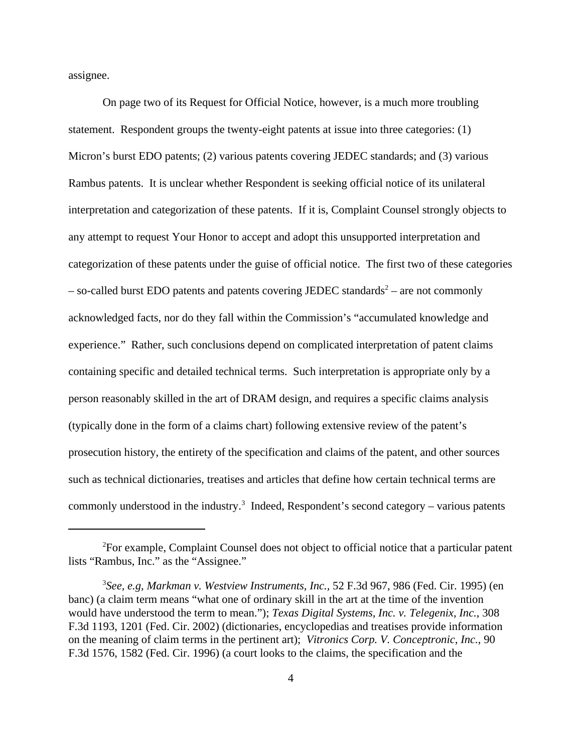assignee.

On page two of its Request for Official Notice, however, is a much more troubling statement. Respondent groups the twenty-eight patents at issue into three categories: (1) Micron's burst EDO patents; (2) various patents covering JEDEC standards; and (3) various Rambus patents. It is unclear whether Respondent is seeking official notice of its unilateral interpretation and categorization of these patents. If it is, Complaint Counsel strongly objects to any attempt to request Your Honor to accept and adopt this unsupported interpretation and categorization of these patents under the guise of official notice. The first two of these categories – so-called burst EDO patents and patents covering JEDEC standards[2] – are not commonly acknowledged facts, nor do they fall within the Commission's "accumulated knowledge and experience." Rather, such conclusions depend on complicated interpretation of patent claims containing specific and detailed technical terms. Such interpretation is appropriate only by a person reasonably skilled in the art of DRAM design, and requires a specific claims analysis (typically done in the form of a claims chart) following extensive review of the patent's prosecution history, the entirety of the specification and claims of the patent, and other sources such as technical dictionaries, treatises and articles that define how certain technical terms are commonly understood in the industry.[3] Indeed, Respondent's second category – various patents

---

[2]For example, Complaint Counsel does not object to official notice that a particular patent lists "Rambus, Inc." as the "Assignee."

[3]*See, e.g, Markman v. Westview Instruments, Inc.*, 52 F.3d 967, 986 (Fed. Cir. 1995) (en banc) (a claim term means "what one of ordinary skill in the art at the time of the invention would have understood the term to mean."); *Texas Digital Systems, Inc. v. Telegenix, Inc.*, 308 F.3d 1193, 1201 (Fed. Cir. 2002) (dictionaries, encyclopedias and treatises provide information on the meaning of claim terms in the pertinent art); *Vitronics Corp. V. Conceptronic, Inc.*, 90 F.3d 1576, 1582 (Fed. Cir. 1996) (a court looks to the claims, the specification and the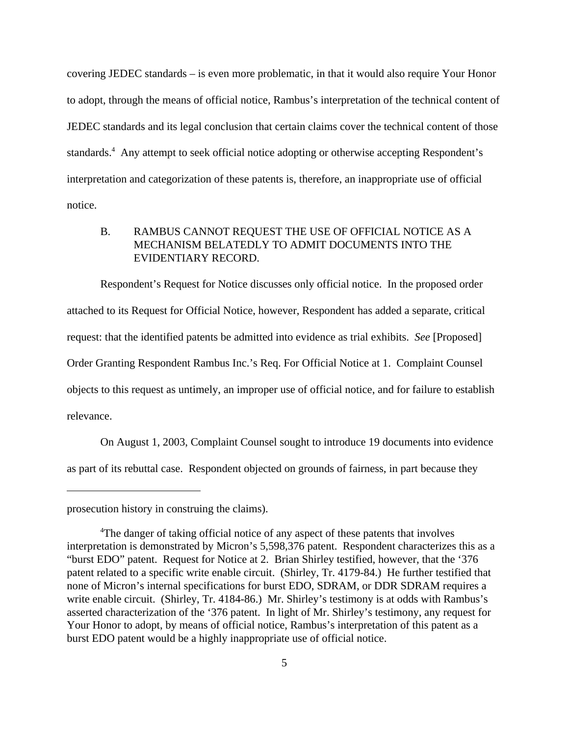covering JEDEC standards – is even more problematic, in that it would also require Your Honor to adopt, through the means of official notice, Rambus's interpretation of the technical content of JEDEC standards and its legal conclusion that certain claims cover the technical content of those standards.[4] Any attempt to seek official notice adopting or otherwise accepting Respondent's interpretation and categorization of these patents is, therefore, an inappropriate use of official notice.

### B. RAMBUS CANNOT REQUEST THE USE OF OFFICIAL NOTICE AS A MECHANISM BELATEDLY TO ADMIT DOCUMENTS INTO THE EVIDENTIARY RECORD.

Respondent's Request for Notice discusses only official notice. In the proposed order attached to its Request for Official Notice, however, Respondent has added a separate, critical request: that the identified patents be admitted into evidence as trial exhibits. *See* [Proposed] Order Granting Respondent Rambus Inc.'s Req. For Official Notice at 1. Complaint Counsel objects to this request as untimely, an improper use of official notice, and for failure to establish relevance.

On August 1, 2003, Complaint Counsel sought to introduce 19 documents into evidence as part of its rebuttal case. Respondent objected on grounds of fairness, in part because they

---

prosecution history in construing the claims).

[4] The danger of taking official notice of any aspect of these patents that involves interpretation is demonstrated by Micron's 5,598,376 patent. Respondent characterizes this as a "burst EDO" patent. Request for Notice at 2. Brian Shirley testified, however, that the '376 patent related to a specific write enable circuit. (Shirley, Tr. 4179-84.) He further testified that none of Micron's internal specifications for burst EDO, SDRAM, or DDR SDRAM requires a write enable circuit. (Shirley, Tr. 4184-86.) Mr. Shirley's testimony is at odds with Rambus's asserted characterization of the '376 patent. In light of Mr. Shirley's testimony, any request for Your Honor to adopt, by means of official notice, Rambus's interpretation of this patent as a burst EDO patent would be a highly inappropriate use of official notice.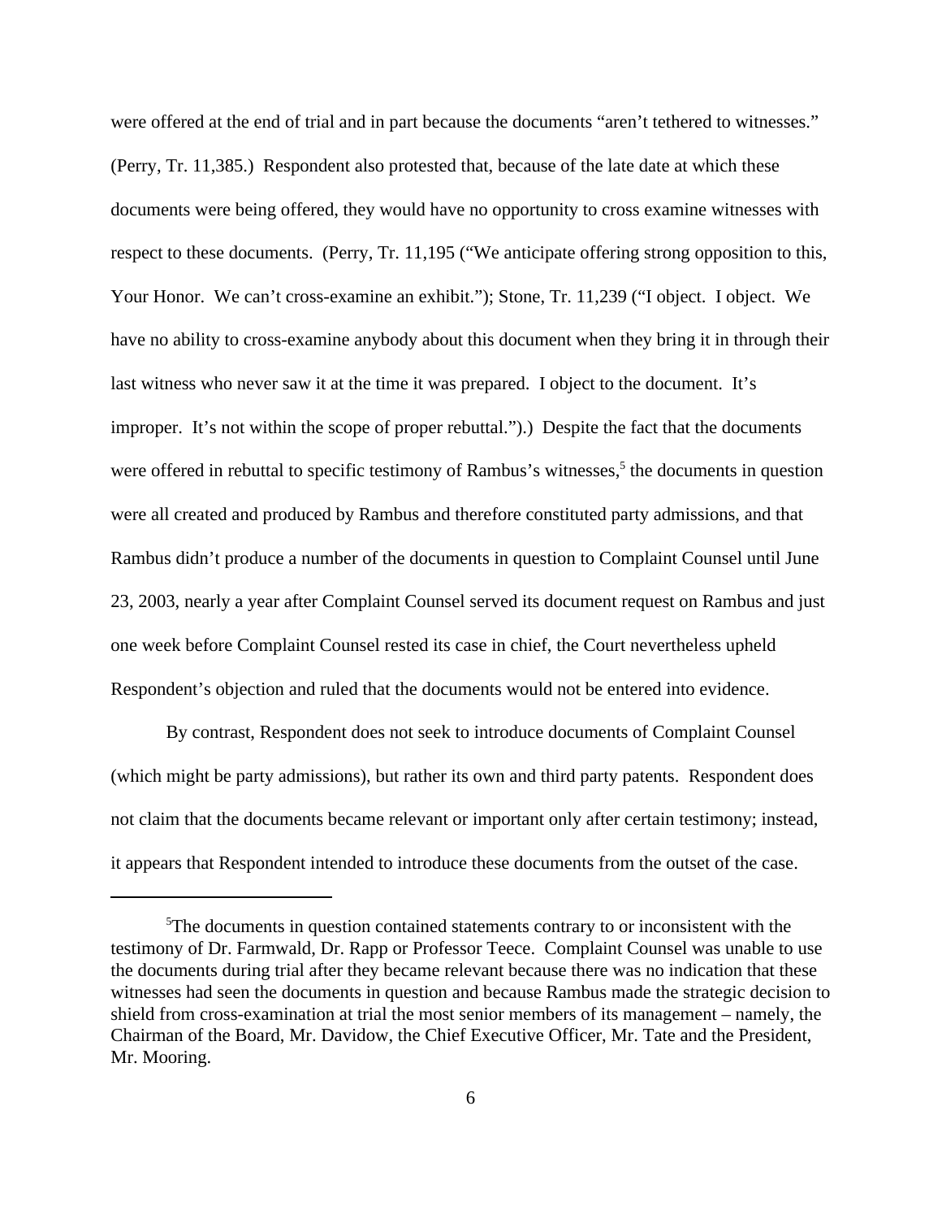were offered at the end of trial and in part because the documents "aren't tethered to witnesses." (Perry, Tr. 11,385.) Respondent also protested that, because of the late date at which these documents were being offered, they would have no opportunity to cross examine witnesses with respect to these documents. (Perry, Tr. 11,195 ("We anticipate offering strong opposition to this, Your Honor. We can't cross-examine an exhibit."); Stone, Tr. 11,239 ("I object. I object. We have no ability to cross-examine anybody about this document when they bring it in through their last witness who never saw it at the time it was prepared. I object to the document. It's improper. It's not within the scope of proper rebuttal.").) Despite the fact that the documents were offered in rebuttal to specific testimony of Rambus's witnesses,[5] the documents in question were all created and produced by Rambus and therefore constituted party admissions, and that Rambus didn't produce a number of the documents in question to Complaint Counsel until June 23, 2003, nearly a year after Complaint Counsel served its document request on Rambus and just one week before Complaint Counsel rested its case in chief, the Court nevertheless upheld Respondent's objection and ruled that the documents would not be entered into evidence.

By contrast, Respondent does not seek to introduce documents of Complaint Counsel (which might be party admissions), but rather its own and third party patents. Respondent does not claim that the documents became relevant or important only after certain testimony; instead, it appears that Respondent intended to introduce these documents from the outset of the case.

---

[5]The documents in question contained statements contrary to or inconsistent with the testimony of Dr. Farmwald, Dr. Rapp or Professor Teece. Complaint Counsel was unable to use the documents during trial after they became relevant because there was no indication that these witnesses had seen the documents in question and because Rambus made the strategic decision to shield from cross-examination at trial the most senior members of its management – namely, the Chairman of the Board, Mr. Davidow, the Chief Executive Officer, Mr. Tate and the President, Mr. Mooring.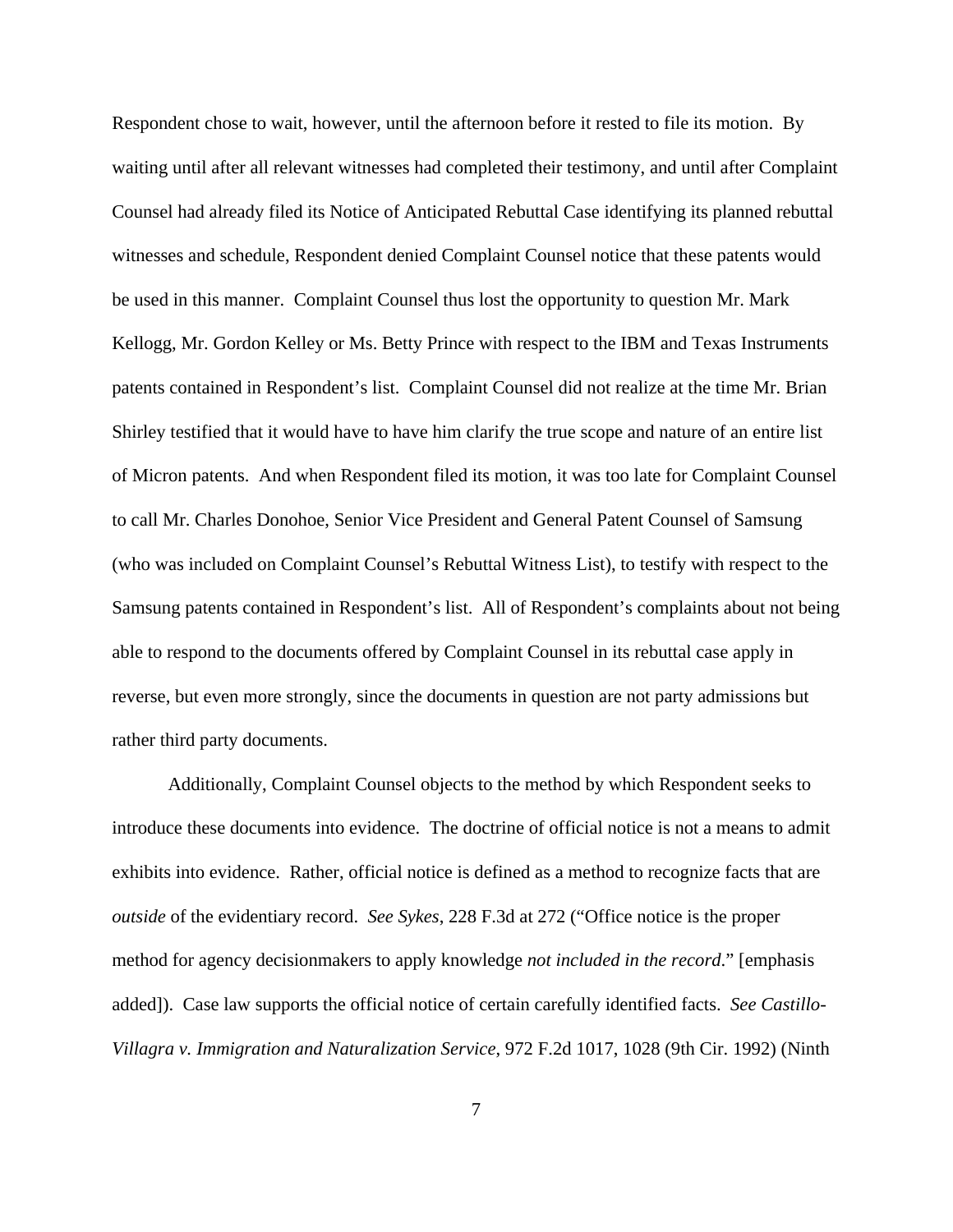Respondent chose to wait, however, until the afternoon before it rested to file its motion. By waiting until after all relevant witnesses had completed their testimony, and until after Complaint Counsel had already filed its Notice of Anticipated Rebuttal Case identifying its planned rebuttal witnesses and schedule, Respondent denied Complaint Counsel notice that these patents would be used in this manner. Complaint Counsel thus lost the opportunity to question Mr. Mark Kellogg, Mr. Gordon Kelley or Ms. Betty Prince with respect to the IBM and Texas Instruments patents contained in Respondent's list. Complaint Counsel did not realize at the time Mr. Brian Shirley testified that it would have to have him clarify the true scope and nature of an entire list of Micron patents. And when Respondent filed its motion, it was too late for Complaint Counsel to call Mr. Charles Donohoe, Senior Vice President and General Patent Counsel of Samsung (who was included on Complaint Counsel's Rebuttal Witness List), to testify with respect to the Samsung patents contained in Respondent's list. All of Respondent's complaints about not being able to respond to the documents offered by Complaint Counsel in its rebuttal case apply in reverse, but even more strongly, since the documents in question are not party admissions but rather third party documents.

Additionally, Complaint Counsel objects to the method by which Respondent seeks to introduce these documents into evidence. The doctrine of official notice is not a means to admit exhibits into evidence. Rather, official notice is defined as a method to recognize facts that are *outside* of the evidentiary record. *See Sykes*, 228 F.3d at 272 ("Office notice is the proper method for agency decisionmakers to apply knowledge *not included in the record*." [emphasis added]). Case law supports the official notice of certain carefully identified facts. *See Castillo-Villagra v. Immigration and Naturalization Service*, 972 F.2d 1017, 1028 (9th Cir. 1992) (Ninth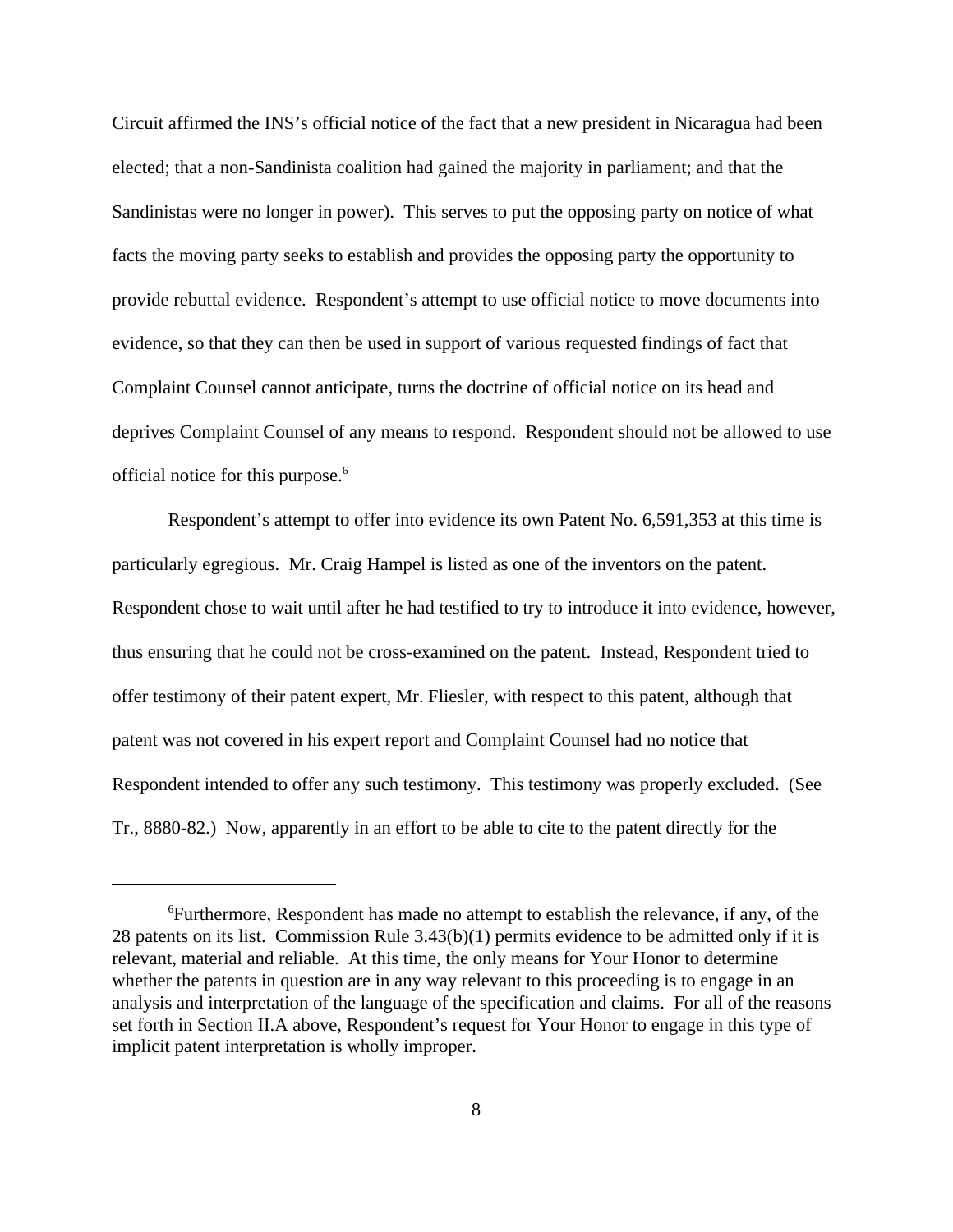Circuit affirmed the INS's official notice of the fact that a new president in Nicaragua had been elected; that a non-Sandinista coalition had gained the majority in parliament; and that the Sandinistas were no longer in power). This serves to put the opposing party on notice of what facts the moving party seeks to establish and provides the opposing party the opportunity to provide rebuttal evidence. Respondent's attempt to use official notice to move documents into evidence, so that they can then be used in support of various requested findings of fact that Complaint Counsel cannot anticipate, turns the doctrine of official notice on its head and deprives Complaint Counsel of any means to respond. Respondent should not be allowed to use official notice for this purpose.[6]

Respondent's attempt to offer into evidence its own Patent No. 6,591,353 at this time is particularly egregious. Mr. Craig Hampel is listed as one of the inventors on the patent. Respondent chose to wait until after he had testified to try to introduce it into evidence, however, thus ensuring that he could not be cross-examined on the patent. Instead, Respondent tried to offer testimony of their patent expert, Mr. Fliesler, with respect to this patent, although that patent was not covered in his expert report and Complaint Counsel had no notice that Respondent intended to offer any such testimony. This testimony was properly excluded. (See Tr., 8880-82.) Now, apparently in an effort to be able to cite to the patent directly for the

---

[6]Furthermore, Respondent has made no attempt to establish the relevance, if any, of the 28 patents on its list. Commission Rule 3.43(b)(1) permits evidence to be admitted only if it is relevant, material and reliable. At this time, the only means for Your Honor to determine whether the patents in question are in any way relevant to this proceeding is to engage in an analysis and interpretation of the language of the specification and claims. For all of the reasons set forth in Section II.A above, Respondent's request for Your Honor to engage in this type of implicit patent interpretation is wholly improper.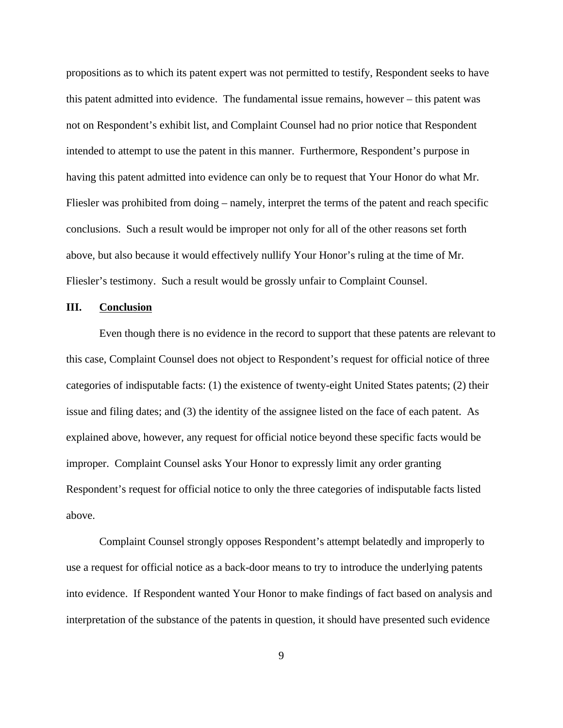propositions as to which its patent expert was not permitted to testify, Respondent seeks to have this patent admitted into evidence. The fundamental issue remains, however – this patent was not on Respondent's exhibit list, and Complaint Counsel had no prior notice that Respondent intended to attempt to use the patent in this manner. Furthermore, Respondent's purpose in having this patent admitted into evidence can only be to request that Your Honor do what Mr. Fliesler was prohibited from doing – namely, interpret the terms of the patent and reach specific conclusions. Such a result would be improper not only for all of the other reasons set forth above, but also because it would effectively nullify Your Honor's ruling at the time of Mr. Fliesler's testimony. Such a result would be grossly unfair to Complaint Counsel.

## III. <u>Conclusion</u>

Even though there is no evidence in the record to support that these patents are relevant to this case, Complaint Counsel does not object to Respondent's request for official notice of three categories of indisputable facts: (1) the existence of twenty-eight United States patents; (2) their issue and filing dates; and (3) the identity of the assignee listed on the face of each patent. As explained above, however, any request for official notice beyond these specific facts would be improper. Complaint Counsel asks Your Honor to expressly limit any order granting Respondent's request for official notice to only the three categories of indisputable facts listed above.

Complaint Counsel strongly opposes Respondent's attempt belatedly and improperly to use a request for official notice as a back-door means to try to introduce the underlying patents into evidence. If Respondent wanted Your Honor to make findings of fact based on analysis and interpretation of the substance of the patents in question, it should have presented such evidence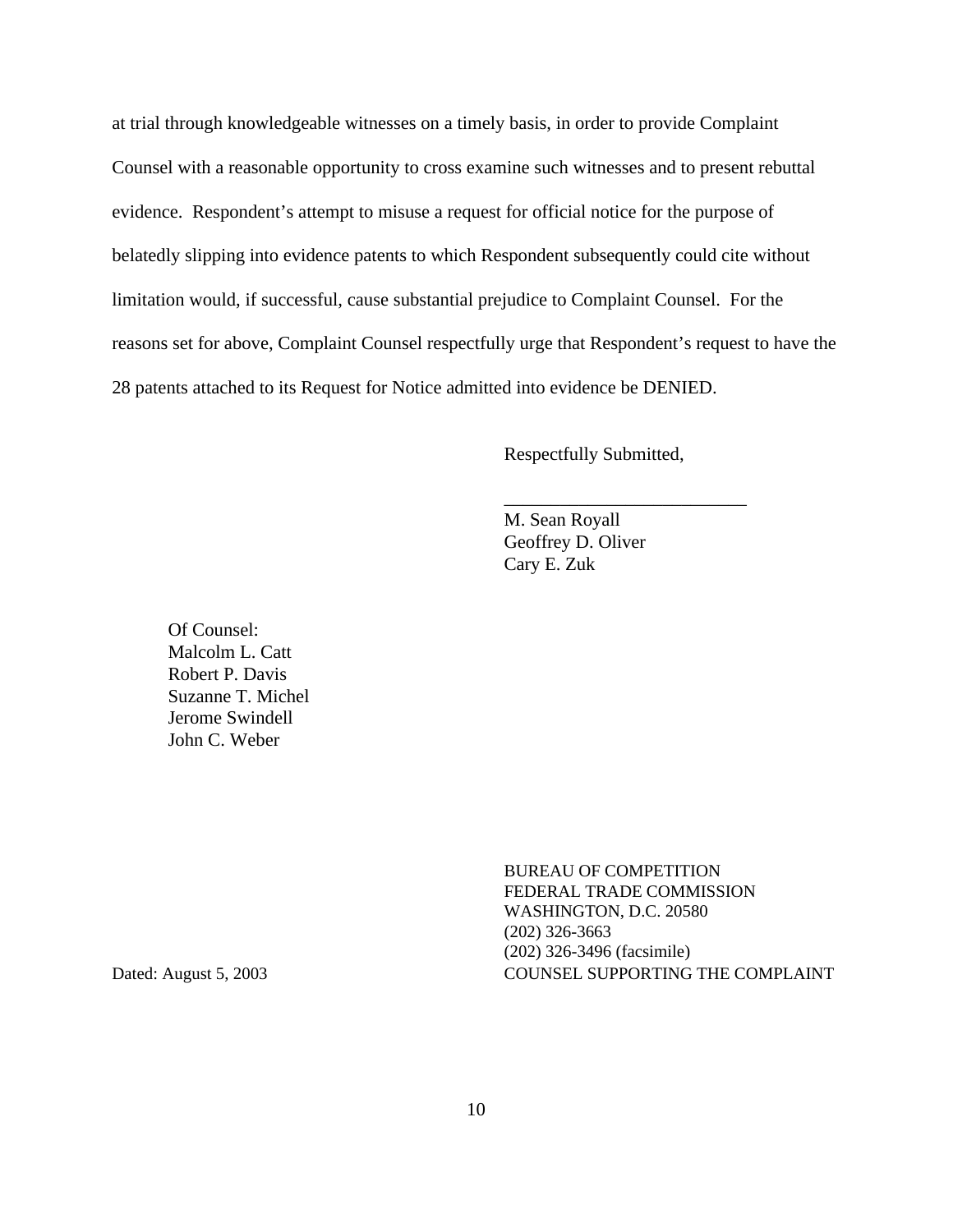at trial through knowledgeable witnesses on a timely basis, in order to provide Complaint Counsel with a reasonable opportunity to cross examine such witnesses and to present rebuttal evidence. Respondent's attempt to misuse a request for official notice for the purpose of belatedly slipping into evidence patents to which Respondent subsequently could cite without limitation would, if successful, cause substantial prejudice to Complaint Counsel. For the reasons set for above, Complaint Counsel respectfully urge that Respondent's request to have the 28 patents attached to its Request for Notice admitted into evidence be DENIED.

Respectfully Submitted,

\_\_\_\_\_\_\_\_\_\_\_\_\_\_\_\_\_\_\_\_\_\_\_\_\_\_

M. Sean Royall
Geoffrey D. Oliver
Cary E. Zuk

Of Counsel:
Malcolm L. Catt
Robert P. Davis
Suzanne T. Michel
Jerome Swindell
John C. Weber

BUREAU OF COMPETITION
FEDERAL TRADE COMMISSION
WASHINGTON, D.C. 20580
(202) 326-3663
(202) 326-3496 (facsimile)
COUNSEL SUPPORTING THE COMPLAINT

Dated: August 5, 2003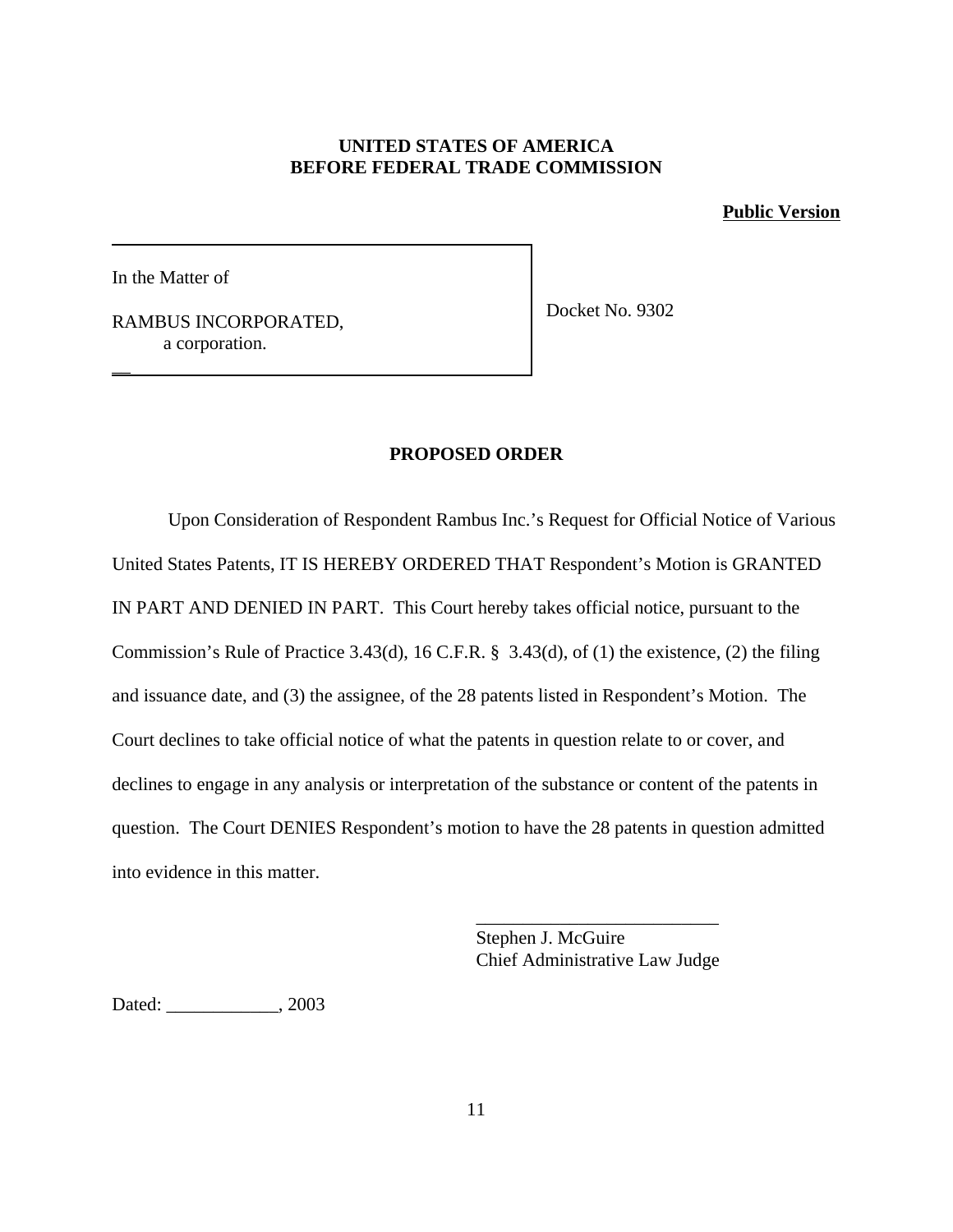**UNITED STATES OF AMERICA**
**BEFORE FEDERAL TRADE COMMISSION**

**Public Version**

In the Matter of

RAMBUS INCORPORATED,
a corporation.

Docket No. 9302

**PROPOSED ORDER**

Upon Consideration of Respondent Rambus Inc.'s Request for Official Notice of Various United States Patents, IT IS HEREBY ORDERED THAT Respondent's Motion is GRANTED IN PART AND DENIED IN PART. This Court hereby takes official notice, pursuant to the Commission's Rule of Practice 3.43(d), 16 C.F.R. § 3.43(d), of (1) the existence, (2) the filing and issuance date, and (3) the assignee, of the 28 patents listed in Respondent's Motion. The Court declines to take official notice of what the patents in question relate to or cover, and declines to engage in any analysis or interpretation of the substance or content of the patents in question. The Court DENIES Respondent's motion to have the 28 patents in question admitted into evidence in this matter.

\_\_\_\_\_\_\_\_\_\_\_\_\_\_\_\_\_\_\_\_\_\_\_\_\_\_
Stephen J. McGuire
Chief Administrative Law Judge

Dated: \_\_\_\_\_\_\_\_\_\_\_\_, 2003